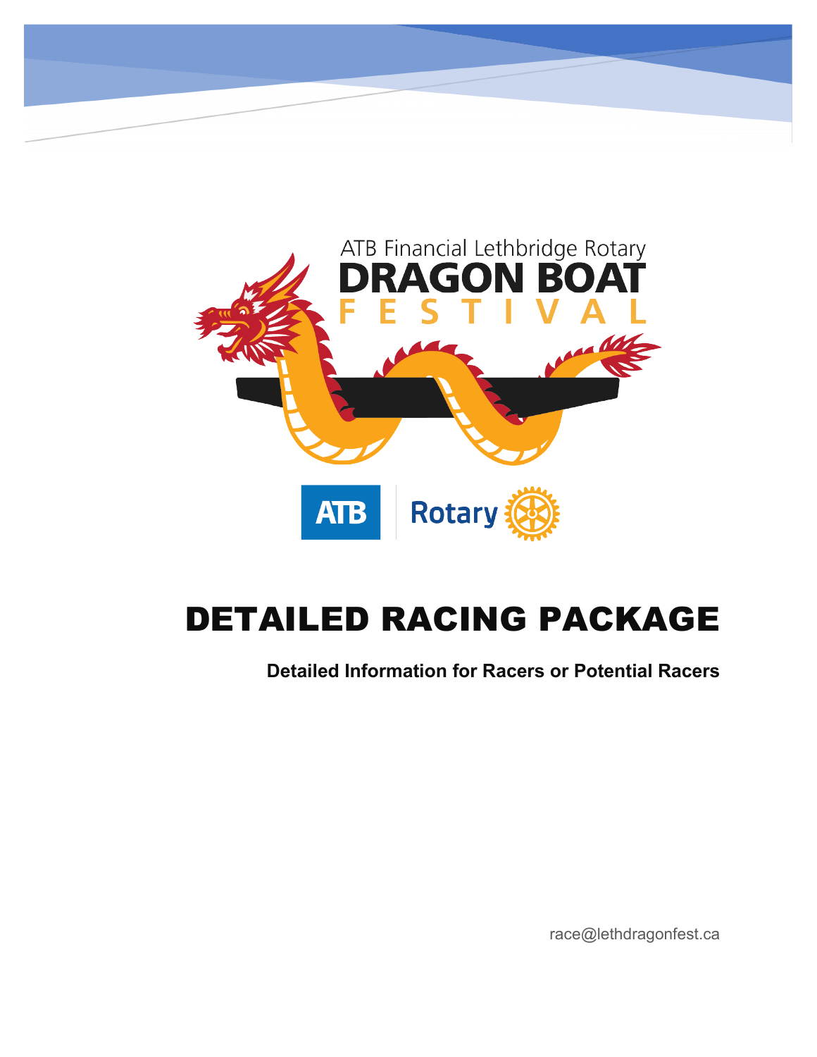ATB Financial Lethbridge Rotary

# DRAGON BOAT FESTIVAL

ATB Rotary

# DETAILED RACING PACKAGE

**Detailed Information for Racers or Potential Racers**

race@lethdragonfest.ca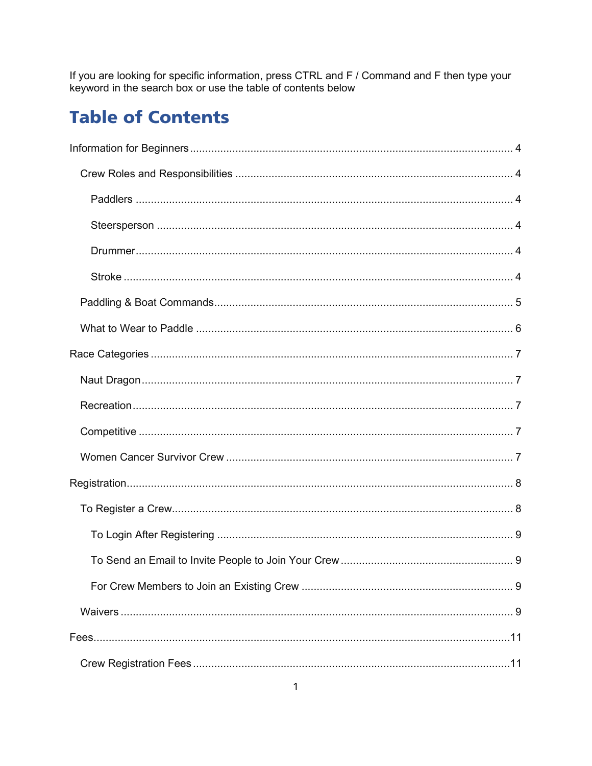If you are looking for specific information, press CTRL and F / Command and F then type your keyword in the search box or use the table of contents below

# Table of Contents

- Information for Beginners ... 4
  - Crew Roles and Responsibilities ... 4
    - Paddlers ... 4
    - Steersperson ... 4
    - Drummer ... 4
    - Stroke ... 4
  - Paddling & Boat Commands ... 5
  - What to Wear to Paddle ... 6
- Race Categories ... 7
  - Naut Dragon ... 7
  - Recreation ... 7
  - Competitive ... 7
  - Women Cancer Survivor Crew ... 7
- Registration ... 8
  - To Register a Crew ... 8
    - To Login After Registering ... 9
    - To Send an Email to Invite People to Join Your Crew ... 9
    - For Crew Members to Join an Existing Crew ... 9
  - Waivers ... 9
- Fees ... 11
  - Crew Registration Fees ... 11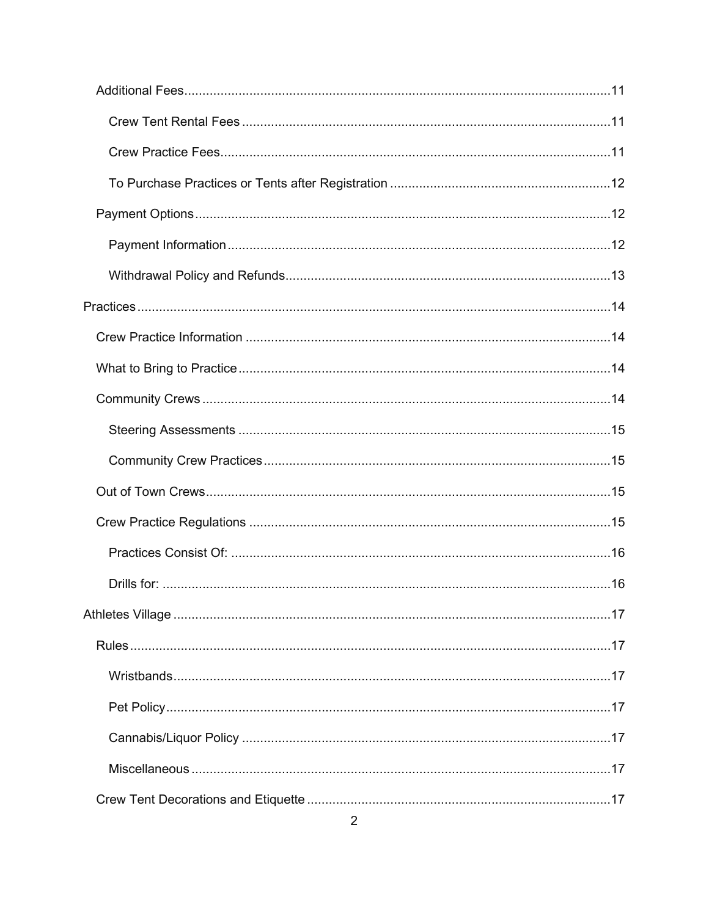- Additional Fees....11
  - Crew Tent Rental Fees....11
  - Crew Practice Fees....11
  - To Purchase Practices or Tents after Registration....12
- Payment Options....12
  - Payment Information....12
  - Withdrawal Policy and Refunds....13

Practices....14

- Crew Practice Information....14
- What to Bring to Practice....14
- Community Crews....14
  - Steering Assessments....15
  - Community Crew Practices....15
- Out of Town Crews....15
- Crew Practice Regulations....15
  - Practices Consist Of:....16
  - Drills for:....16

Athletes Village....17

- Rules....17
  - Wristbands....17
  - Pet Policy....17
  - Cannabis/Liquor Policy....17
  - Miscellaneous....17
- Crew Tent Decorations and Etiquette....17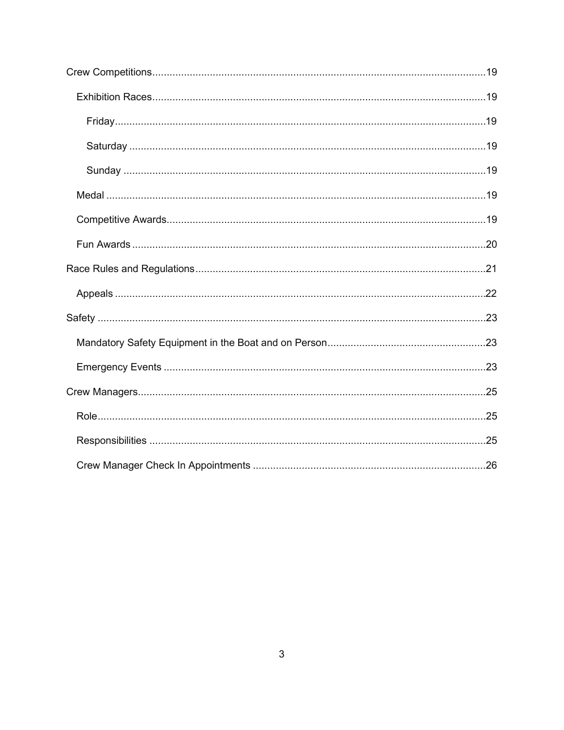- Crew Competitions ..... 19
  - Exhibition Races ..... 19
    - Friday ..... 19
    - Saturday ..... 19
    - Sunday ..... 19
  - Medal ..... 19
  - Competitive Awards ..... 19
  - Fun Awards ..... 20
- Race Rules and Regulations ..... 21
  - Appeals ..... 22
- Safety ..... 23
  - Mandatory Safety Equipment in the Boat and on Person ..... 23
  - Emergency Events ..... 23
- Crew Managers ..... 25
  - Role ..... 25
  - Responsibilities ..... 25
  - Crew Manager Check In Appointments ..... 26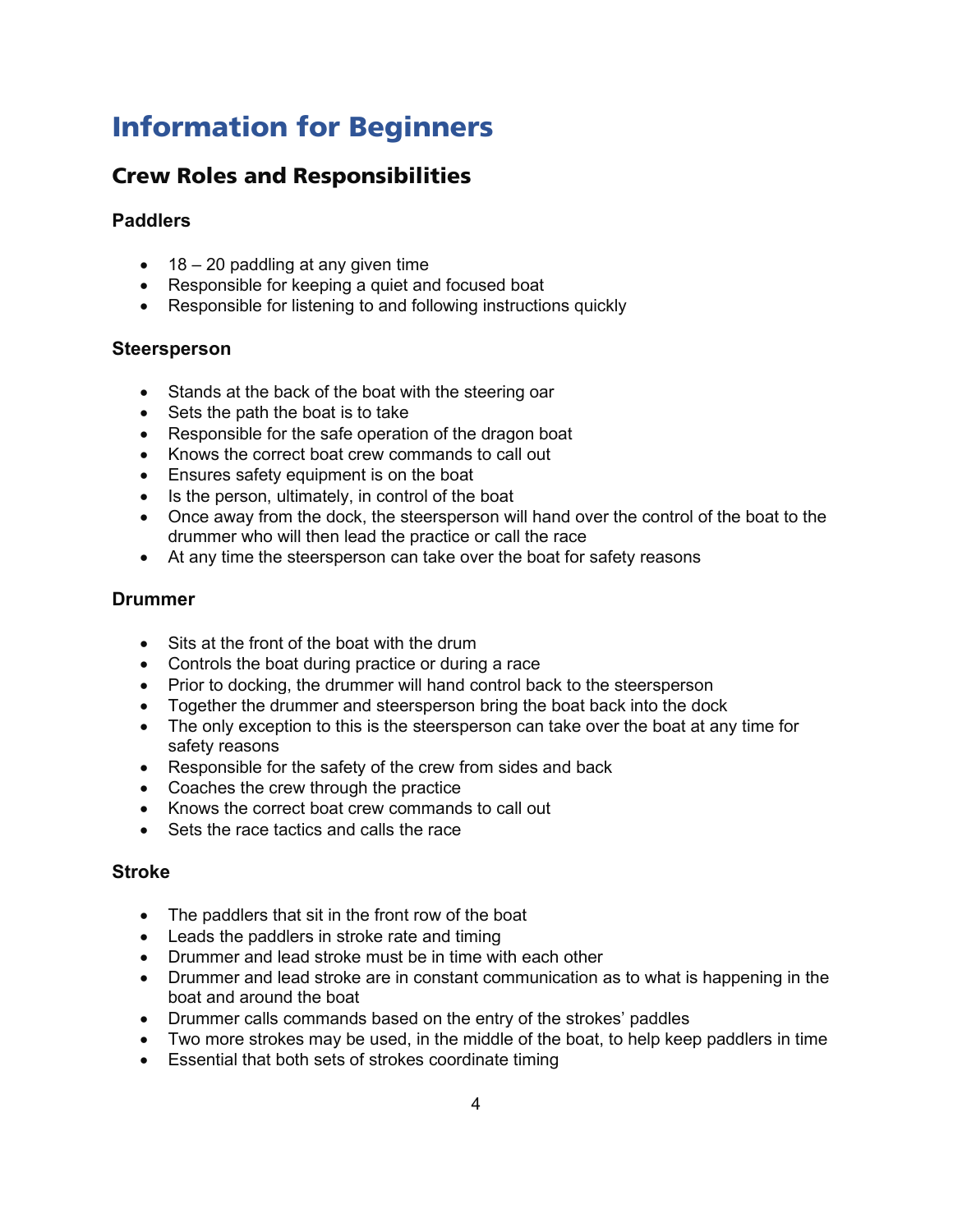# Information for Beginners

## Crew Roles and Responsibilities

### Paddlers

- 18 – 20 paddling at any given time
- Responsible for keeping a quiet and focused boat
- Responsible for listening to and following instructions quickly

### Steersperson

- Stands at the back of the boat with the steering oar
- Sets the path the boat is to take
- Responsible for the safe operation of the dragon boat
- Knows the correct boat crew commands to call out
- Ensures safety equipment is on the boat
- Is the person, ultimately, in control of the boat
- Once away from the dock, the steersperson will hand over the control of the boat to the drummer who will then lead the practice or call the race
- At any time the steersperson can take over the boat for safety reasons

### Drummer

- Sits at the front of the boat with the drum
- Controls the boat during practice or during a race
- Prior to docking, the drummer will hand control back to the steersperson
- Together the drummer and steersperson bring the boat back into the dock
- The only exception to this is the steersperson can take over the boat at any time for safety reasons
- Responsible for the safety of the crew from sides and back
- Coaches the crew through the practice
- Knows the correct boat crew commands to call out
- Sets the race tactics and calls the race

### Stroke

- The paddlers that sit in the front row of the boat
- Leads the paddlers in stroke rate and timing
- Drummer and lead stroke must be in time with each other
- Drummer and lead stroke are in constant communication as to what is happening in the boat and around the boat
- Drummer calls commands based on the entry of the strokes' paddles
- Two more strokes may be used, in the middle of the boat, to help keep paddlers in time
- Essential that both sets of strokes coordinate timing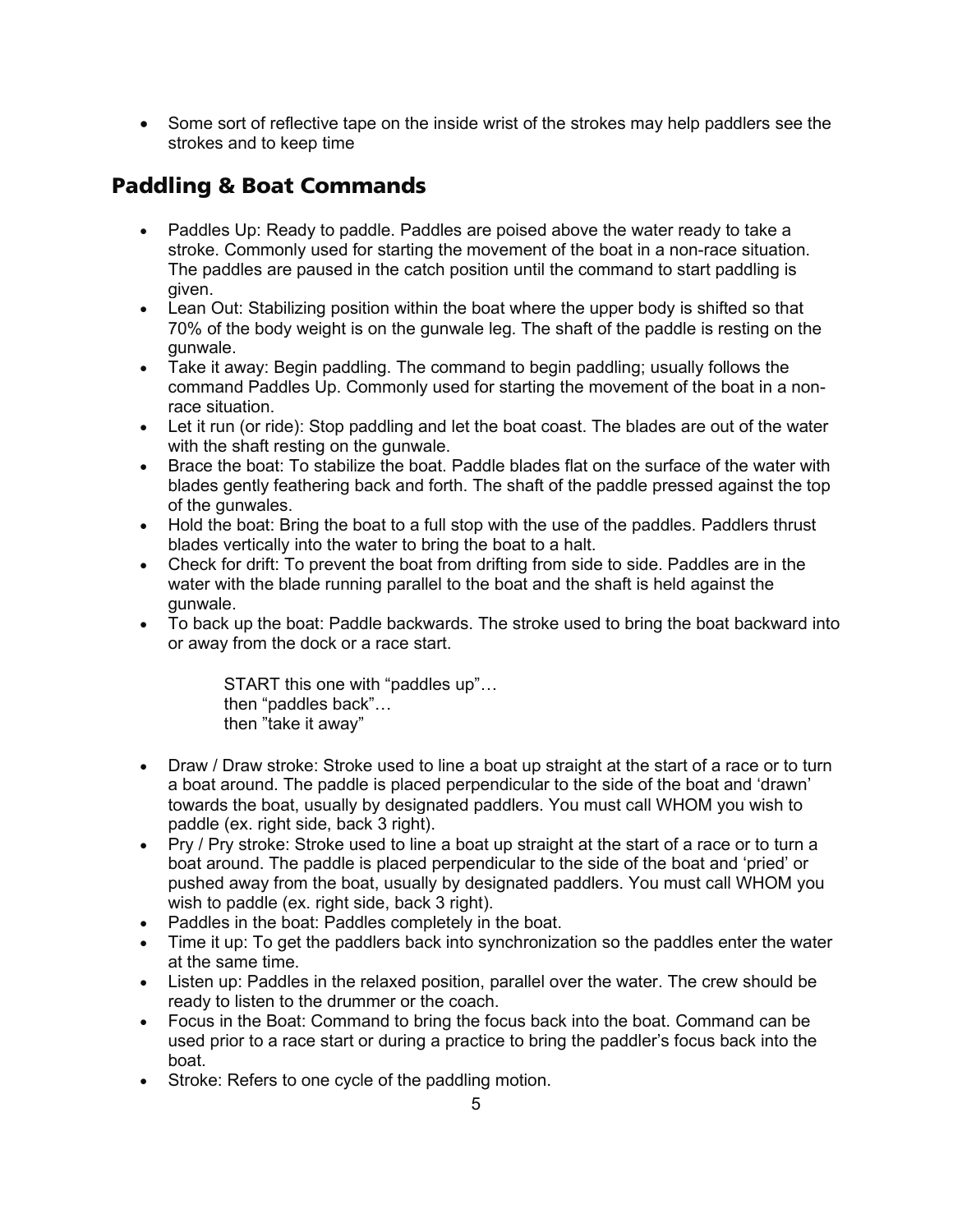- Some sort of reflective tape on the inside wrist of the strokes may help paddlers see the strokes and to keep time

## Paddling & Boat Commands

- Paddles Up: Ready to paddle. Paddles are poised above the water ready to take a stroke. Commonly used for starting the movement of the boat in a non-race situation. The paddles are paused in the catch position until the command to start paddling is given.
- Lean Out: Stabilizing position within the boat where the upper body is shifted so that 70% of the body weight is on the gunwale leg. The shaft of the paddle is resting on the gunwale.
- Take it away: Begin paddling. The command to begin paddling; usually follows the command Paddles Up. Commonly used for starting the movement of the boat in a non-race situation.
- Let it run (or ride): Stop paddling and let the boat coast. The blades are out of the water with the shaft resting on the gunwale.
- Brace the boat: To stabilize the boat. Paddle blades flat on the surface of the water with blades gently feathering back and forth. The shaft of the paddle pressed against the top of the gunwales.
- Hold the boat: Bring the boat to a full stop with the use of the paddles. Paddlers thrust blades vertically into the water to bring the boat to a halt.
- Check for drift: To prevent the boat from drifting from side to side. Paddles are in the water with the blade running parallel to the boat and the shaft is held against the gunwale.
- To back up the boat: Paddle backwards. The stroke used to bring the boat backward into or away from the dock or a race start.

  START this one with "paddles up"…
  then "paddles back"…
  then "take it away"

- Draw / Draw stroke: Stroke used to line a boat up straight at the start of a race or to turn a boat around. The paddle is placed perpendicular to the side of the boat and 'drawn' towards the boat, usually by designated paddlers. You must call WHOM you wish to paddle (ex. right side, back 3 right).
- Pry / Pry stroke: Stroke used to line a boat up straight at the start of a race or to turn a boat around. The paddle is placed perpendicular to the side of the boat and 'pried' or pushed away from the boat, usually by designated paddlers. You must call WHOM you wish to paddle (ex. right side, back 3 right).
- Paddles in the boat: Paddles completely in the boat.
- Time it up: To get the paddlers back into synchronization so the paddles enter the water at the same time.
- Listen up: Paddles in the relaxed position, parallel over the water. The crew should be ready to listen to the drummer or the coach.
- Focus in the Boat: Command to bring the focus back into the boat. Command can be used prior to a race start or during a practice to bring the paddler's focus back into the boat.
- Stroke: Refers to one cycle of the paddling motion.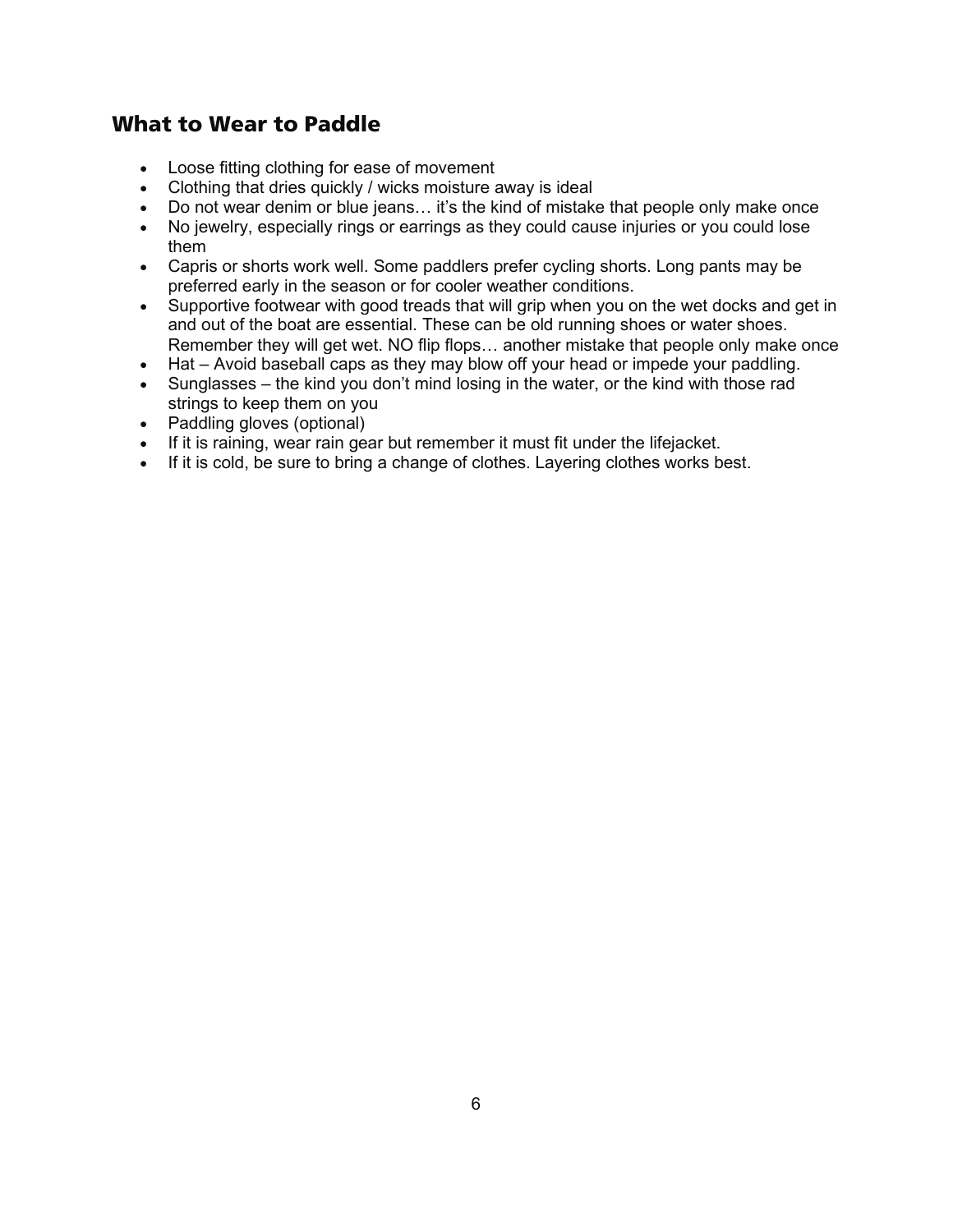## What to Wear to Paddle

- Loose fitting clothing for ease of movement
- Clothing that dries quickly / wicks moisture away is ideal
- Do not wear denim or blue jeans… it's the kind of mistake that people only make once
- No jewelry, especially rings or earrings as they could cause injuries or you could lose them
- Capris or shorts work well. Some paddlers prefer cycling shorts. Long pants may be preferred early in the season or for cooler weather conditions.
- Supportive footwear with good treads that will grip when you on the wet docks and get in and out of the boat are essential. These can be old running shoes or water shoes. Remember they will get wet. NO flip flops… another mistake that people only make once
- Hat – Avoid baseball caps as they may blow off your head or impede your paddling.
- Sunglasses – the kind you don't mind losing in the water, or the kind with those rad strings to keep them on you
- Paddling gloves (optional)
- If it is raining, wear rain gear but remember it must fit under the lifejacket.
- If it is cold, be sure to bring a change of clothes. Layering clothes works best.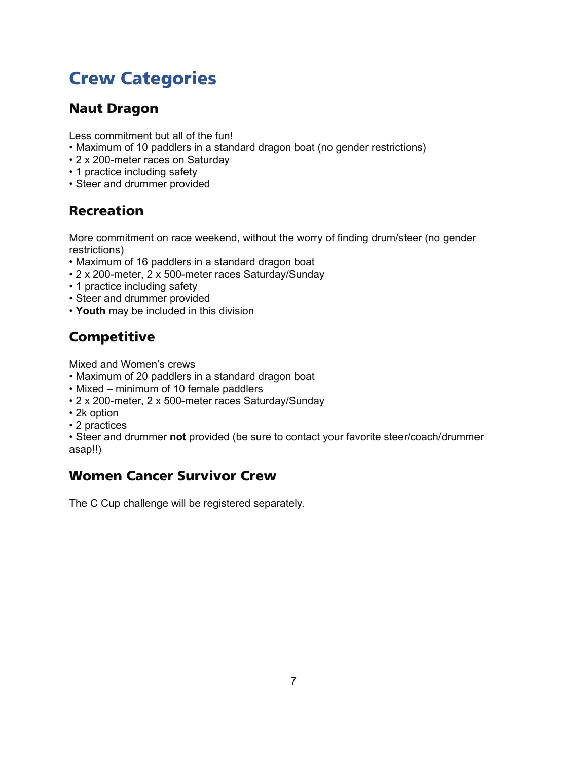# Crew Categories

## Naut Dragon

Less commitment but all of the fun!

- Maximum of 10 paddlers in a standard dragon boat (no gender restrictions)
- 2 x 200-meter races on Saturday
- 1 practice including safety
- Steer and drummer provided

## Recreation

More commitment on race weekend, without the worry of finding drum/steer (no gender restrictions)

- Maximum of 16 paddlers in a standard dragon boat
- 2 x 200-meter, 2 x 500-meter races Saturday/Sunday
- 1 practice including safety
- Steer and drummer provided
- **Youth** may be included in this division

## Competitive

Mixed and Women's crews

- Maximum of 20 paddlers in a standard dragon boat
- Mixed – minimum of 10 female paddlers
- 2 x 200-meter, 2 x 500-meter races Saturday/Sunday
- 2k option
- 2 practices
- Steer and drummer **not** provided (be sure to contact your favorite steer/coach/drummer asap!!)

## Women Cancer Survivor Crew

The C Cup challenge will be registered separately.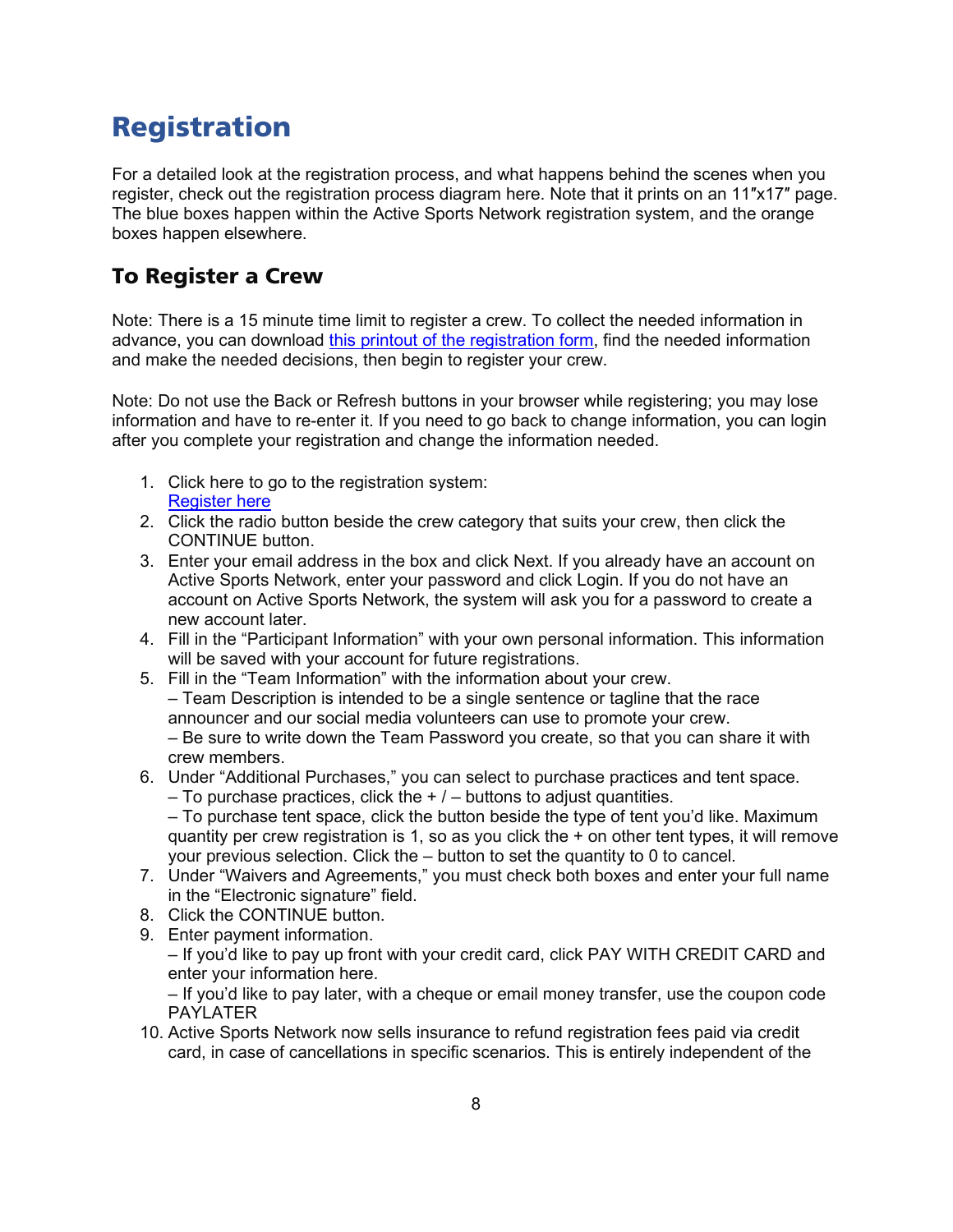# Registration

For a detailed look at the registration process, and what happens behind the scenes when you register, check out the registration process diagram here. Note that it prints on an 11″x17″ page. The blue boxes happen within the Active Sports Network registration system, and the orange boxes happen elsewhere.

## To Register a Crew

Note: There is a 15 minute time limit to register a crew. To collect the needed information in advance, you can download [this printout of the registration form](), find the needed information and make the needed decisions, then begin to register your crew.

Note: Do not use the Back or Refresh buttons in your browser while registering; you may lose information and have to re-enter it. If you need to go back to change information, you can login after you complete your registration and change the information needed.

1. Click here to go to the registration system:
   [Register here]()
2. Click the radio button beside the crew category that suits your crew, then click the CONTINUE button.
3. Enter your email address in the box and click Next. If you already have an account on Active Sports Network, enter your password and click Login. If you do not have an account on Active Sports Network, the system will ask you for a password to create a new account later.
4. Fill in the “Participant Information” with your own personal information. This information will be saved with your account for future registrations.
5. Fill in the “Team Information” with the information about your crew.
   – Team Description is intended to be a single sentence or tagline that the race announcer and our social media volunteers can use to promote your crew.
   – Be sure to write down the Team Password you create, so that you can share it with crew members.
6. Under “Additional Purchases,” you can select to purchase practices and tent space.
   – To purchase practices, click the + / – buttons to adjust quantities.
   – To purchase tent space, click the button beside the type of tent you’d like. Maximum quantity per crew registration is 1, so as you click the + on other tent types, it will remove your previous selection. Click the – button to set the quantity to 0 to cancel.
7. Under “Waivers and Agreements,” you must check both boxes and enter your full name in the “Electronic signature” field.
8. Click the CONTINUE button.
9. Enter payment information.
   – If you’d like to pay up front with your credit card, click PAY WITH CREDIT CARD and enter your information here.
   – If you’d like to pay later, with a cheque or email money transfer, use the coupon code PAYLATER
10. Active Sports Network now sells insurance to refund registration fees paid via credit card, in case of cancellations in specific scenarios. This is entirely independent of the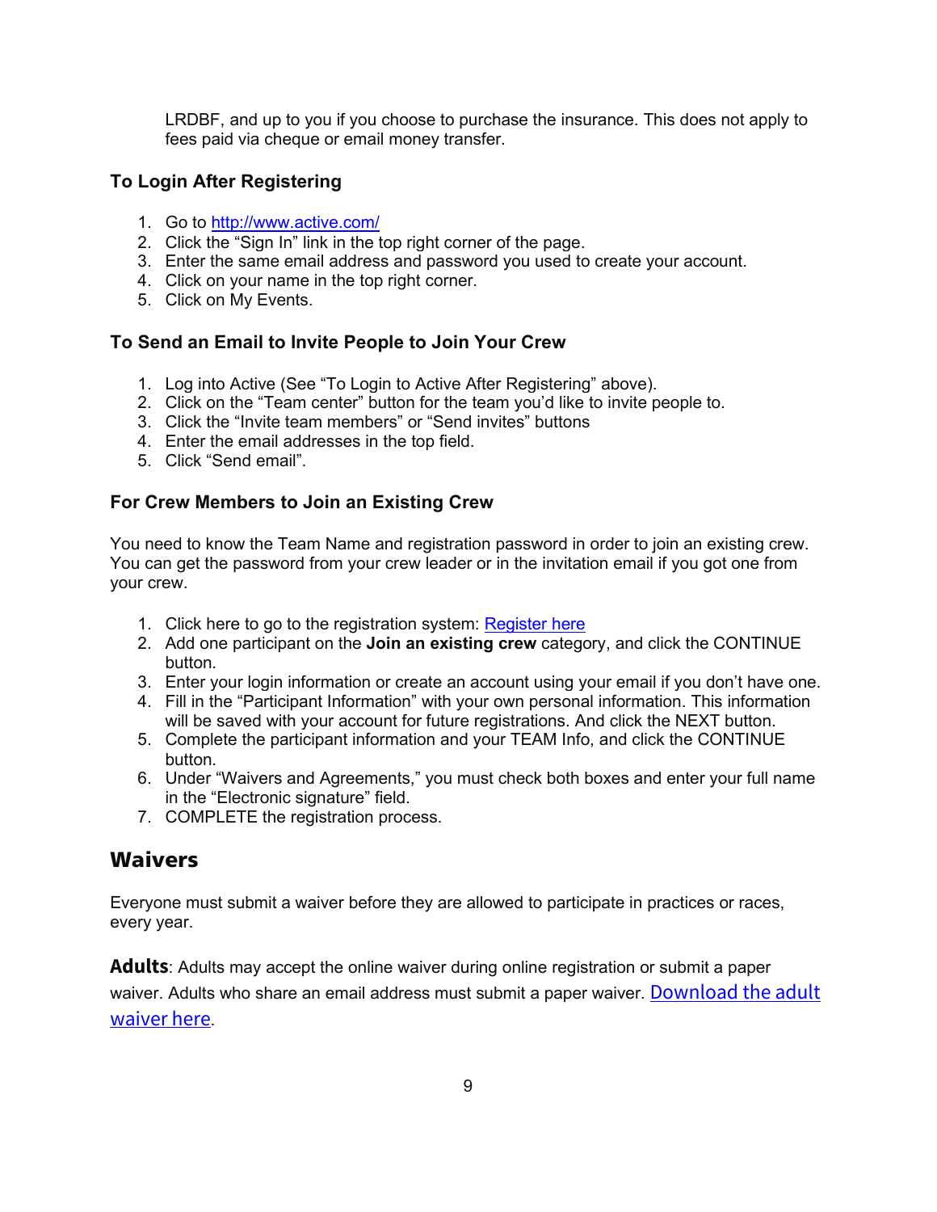LRDBF, and up to you if you choose to purchase the insurance. This does not apply to fees paid via cheque or email money transfer.

### To Login After Registering

1. Go to [http://www.active.com/](http://www.active.com/)
2. Click the "Sign In" link in the top right corner of the page.
3. Enter the same email address and password you used to create your account.
4. Click on your name in the top right corner.
5. Click on My Events.

### To Send an Email to Invite People to Join Your Crew

1. Log into Active (See "To Login to Active After Registering" above).
2. Click on the "Team center" button for the team you'd like to invite people to.
3. Click the "Invite team members" or "Send invites" buttons
4. Enter the email addresses in the top field.
5. Click "Send email".

### For Crew Members to Join an Existing Crew

You need to know the Team Name and registration password in order to join an existing crew. You can get the password from your crew leader or in the invitation email if you got one from your crew.

1. Click here to go to the registration system: Register here
2. Add one participant on the **Join an existing crew** category, and click the CONTINUE button.
3. Enter your login information or create an account using your email if you don't have one.
4. Fill in the "Participant Information" with your own personal information. This information will be saved with your account for future registrations. And click the NEXT button.
5. Complete the participant information and your TEAM Info, and click the CONTINUE button.
6. Under "Waivers and Agreements," you must check both boxes and enter your full name in the "Electronic signature" field.
7. COMPLETE the registration process.

## Waivers

Everyone must submit a waiver before they are allowed to participate in practices or races, every year.

**Adults**: Adults may accept the online waiver during online registration or submit a paper waiver. Adults who share an email address must submit a paper waiver. Download the adult waiver here.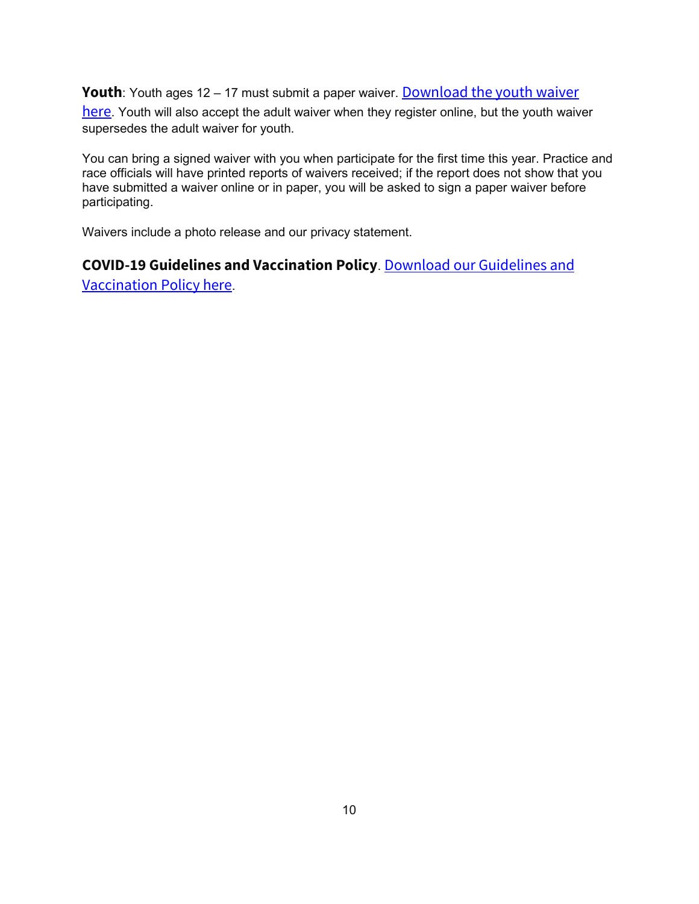**Youth**: Youth ages 12 – 17 must submit a paper waiver. Download the youth waiver here. Youth will also accept the adult waiver when they register online, but the youth waiver supersedes the adult waiver for youth.

You can bring a signed waiver with you when participate for the first time this year. Practice and race officials will have printed reports of waivers received; if the report does not show that you have submitted a waiver online or in paper, you will be asked to sign a paper waiver before participating.

Waivers include a photo release and our privacy statement.

**COVID-19 Guidelines and Vaccination Policy**. Download our Guidelines and Vaccination Policy here.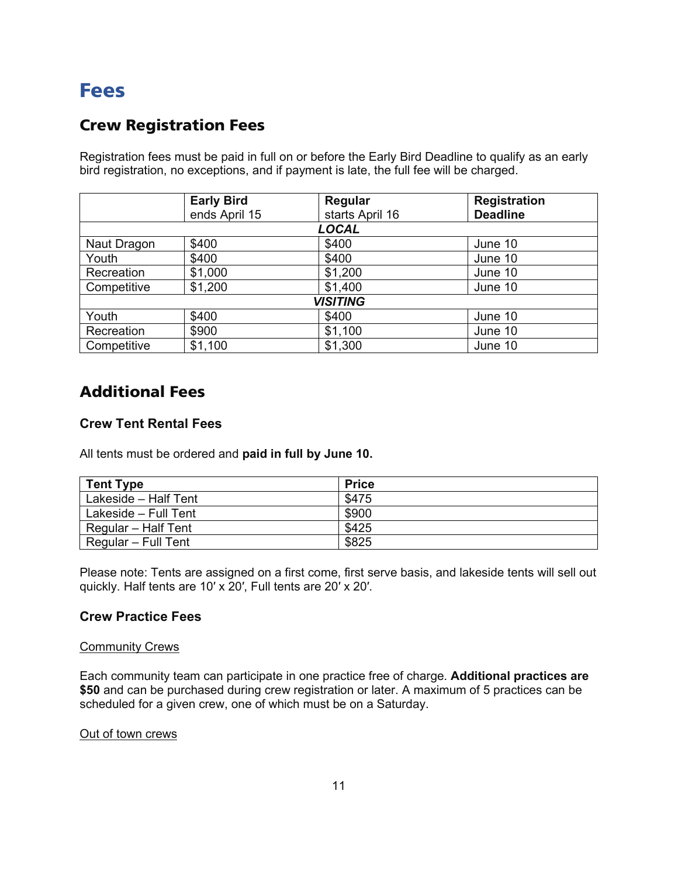# Fees

## Crew Registration Fees

Registration fees must be paid in full on or before the Early Bird Deadline to qualify as an early bird registration, no exceptions, and if payment is late, the full fee will be charged.

| | **Early Bird** ends April 15 | **Regular** starts April 16 | **Registration Deadline** |
|---|---|---|---|
| | | ***LOCAL*** | |
| Naut Dragon | $400 | $400 | June 10 |
| Youth | $400 | $400 | June 10 |
| Recreation | $1,000 | $1,200 | June 10 |
| Competitive | $1,200 | $1,400 | June 10 |
| | | ***VISITING*** | |
| Youth | $400 | $400 | June 10 |
| Recreation | $900 | $1,100 | June 10 |
| Competitive | $1,100 | $1,300 | June 10 |

## Additional Fees

### Crew Tent Rental Fees

All tents must be ordered and **paid in full by June 10.**

| Tent Type | Price |
|---|---|
| Lakeside – Half Tent | $475 |
| Lakeside – Full Tent | $900 |
| Regular – Half Tent | $425 |
| Regular – Full Tent | $825 |

Please note: Tents are assigned on a first come, first serve basis, and lakeside tents will sell out quickly. Half tents are 10′ x 20′, Full tents are 20′ x 20′.

### Crew Practice Fees

Community Crews

Each community team can participate in one practice free of charge. **Additional practices are $50** and can be purchased during crew registration or later. A maximum of 5 practices can be scheduled for a given crew, one of which must be on a Saturday.

Out of town crews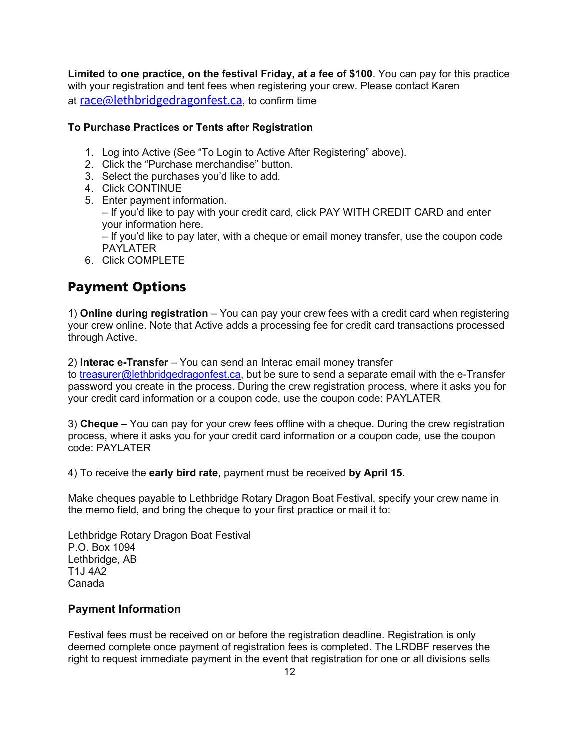**Limited to one practice, on the festival Friday, at a fee of $100**. You can pay for this practice with your registration and tent fees when registering your crew. Please contact Karen at race@lethbridgedragonfest.ca, to confirm time

### To Purchase Practices or Tents after Registration

1. Log into Active (See "To Login to Active After Registering" above).
2. Click the "Purchase merchandise" button.
3. Select the purchases you'd like to add.
4. Click CONTINUE
5. Enter payment information.
   – If you'd like to pay with your credit card, click PAY WITH CREDIT CARD and enter your information here.
   – If you'd like to pay later, with a cheque or email money transfer, use the coupon code PAYLATER
6. Click COMPLETE

## Payment Options

1) **Online during registration** – You can pay your crew fees with a credit card when registering your crew online. Note that Active adds a processing fee for credit card transactions processed through Active.

2) **Interac e-Transfer** – You can send an Interac email money transfer to treasurer@lethbridgedragonfest.ca, but be sure to send a separate email with the e-Transfer password you create in the process. During the crew registration process, where it asks you for your credit card information or a coupon code, use the coupon code: PAYLATER

3) **Cheque** – You can pay for your crew fees offline with a cheque. During the crew registration process, where it asks you for your credit card information or a coupon code, use the coupon code: PAYLATER

4) To receive the **early bird rate**, payment must be received **by April 15.**

Make cheques payable to Lethbridge Rotary Dragon Boat Festival, specify your crew name in the memo field, and bring the cheque to your first practice or mail it to:

Lethbridge Rotary Dragon Boat Festival
P.O. Box 1094
Lethbridge, AB
T1J 4A2
Canada

### Payment Information

Festival fees must be received on or before the registration deadline. Registration is only deemed complete once payment of registration fees is completed. The LRDBF reserves the right to request immediate payment in the event that registration for one or all divisions sells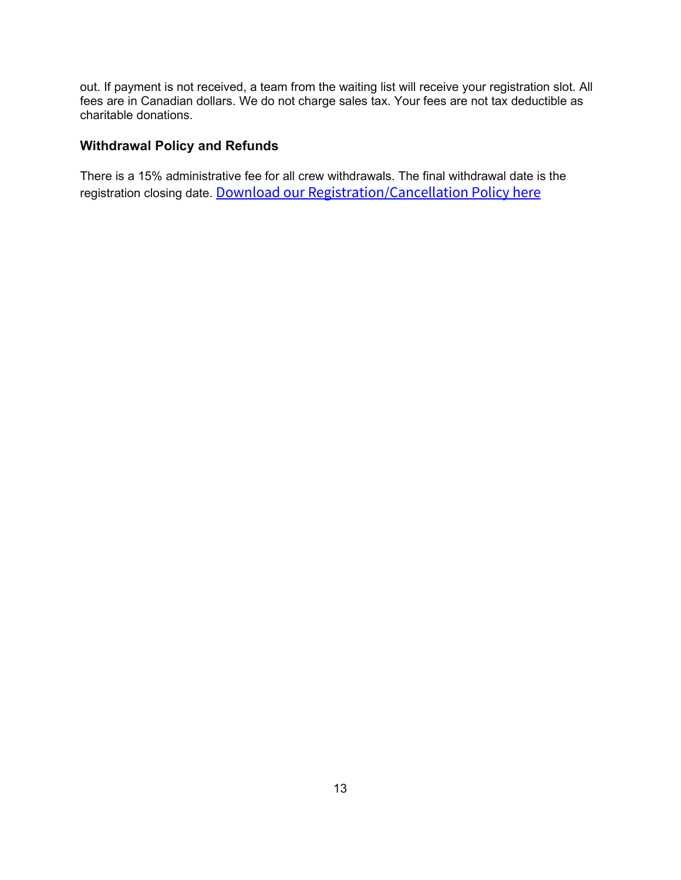out. If payment is not received, a team from the waiting list will receive your registration slot. All fees are in Canadian dollars. We do not charge sales tax. Your fees are not tax deductible as charitable donations.

### Withdrawal Policy and Refunds

There is a 15% administrative fee for all crew withdrawals. The final withdrawal date is the registration closing date. Download our Registration/Cancellation Policy here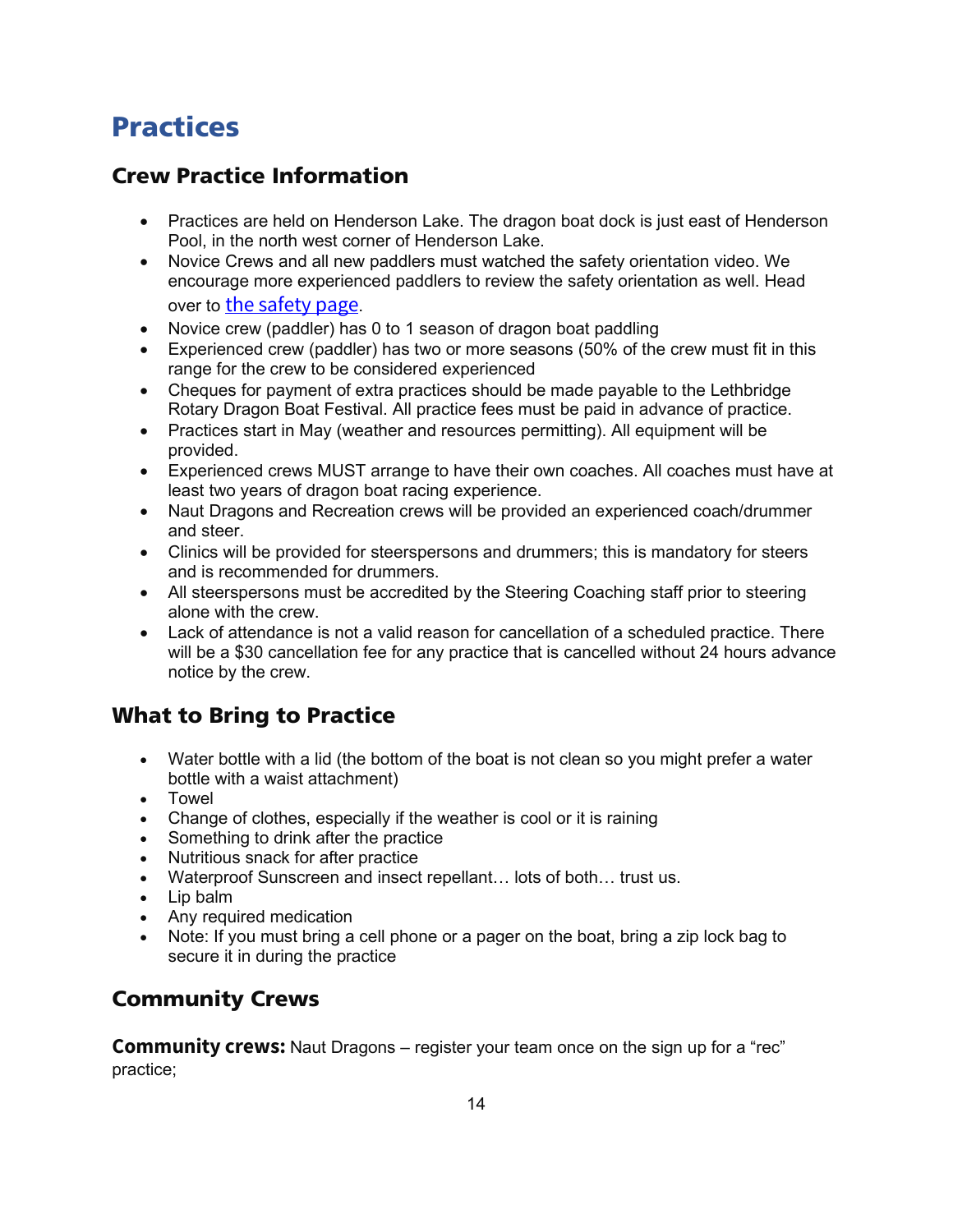# Practices

## Crew Practice Information

- Practices are held on Henderson Lake. The dragon boat dock is just east of Henderson Pool, in the north west corner of Henderson Lake.
- Novice Crews and all new paddlers must watched the safety orientation video. We encourage more experienced paddlers to review the safety orientation as well. Head over to the safety page.
- Novice crew (paddler) has 0 to 1 season of dragon boat paddling
- Experienced crew (paddler) has two or more seasons (50% of the crew must fit in this range for the crew to be considered experienced
- Cheques for payment of extra practices should be made payable to the Lethbridge Rotary Dragon Boat Festival. All practice fees must be paid in advance of practice.
- Practices start in May (weather and resources permitting). All equipment will be provided.
- Experienced crews MUST arrange to have their own coaches. All coaches must have at least two years of dragon boat racing experience.
- Naut Dragons and Recreation crews will be provided an experienced coach/drummer and steer.
- Clinics will be provided for steerspersons and drummers; this is mandatory for steers and is recommended for drummers.
- All steerspersons must be accredited by the Steering Coaching staff prior to steering alone with the crew.
- Lack of attendance is not a valid reason for cancellation of a scheduled practice. There will be a $30 cancellation fee for any practice that is cancelled without 24 hours advance notice by the crew.

## What to Bring to Practice

- Water bottle with a lid (the bottom of the boat is not clean so you might prefer a water bottle with a waist attachment)
- Towel
- Change of clothes, especially if the weather is cool or it is raining
- Something to drink after the practice
- Nutritious snack for after practice
- Waterproof Sunscreen and insect repellant… lots of both… trust us.
- Lip balm
- Any required medication
- Note: If you must bring a cell phone or a pager on the boat, bring a zip lock bag to secure it in during the practice

## Community Crews

**Community crews:** Naut Dragons – register your team once on the sign up for a "rec" practice;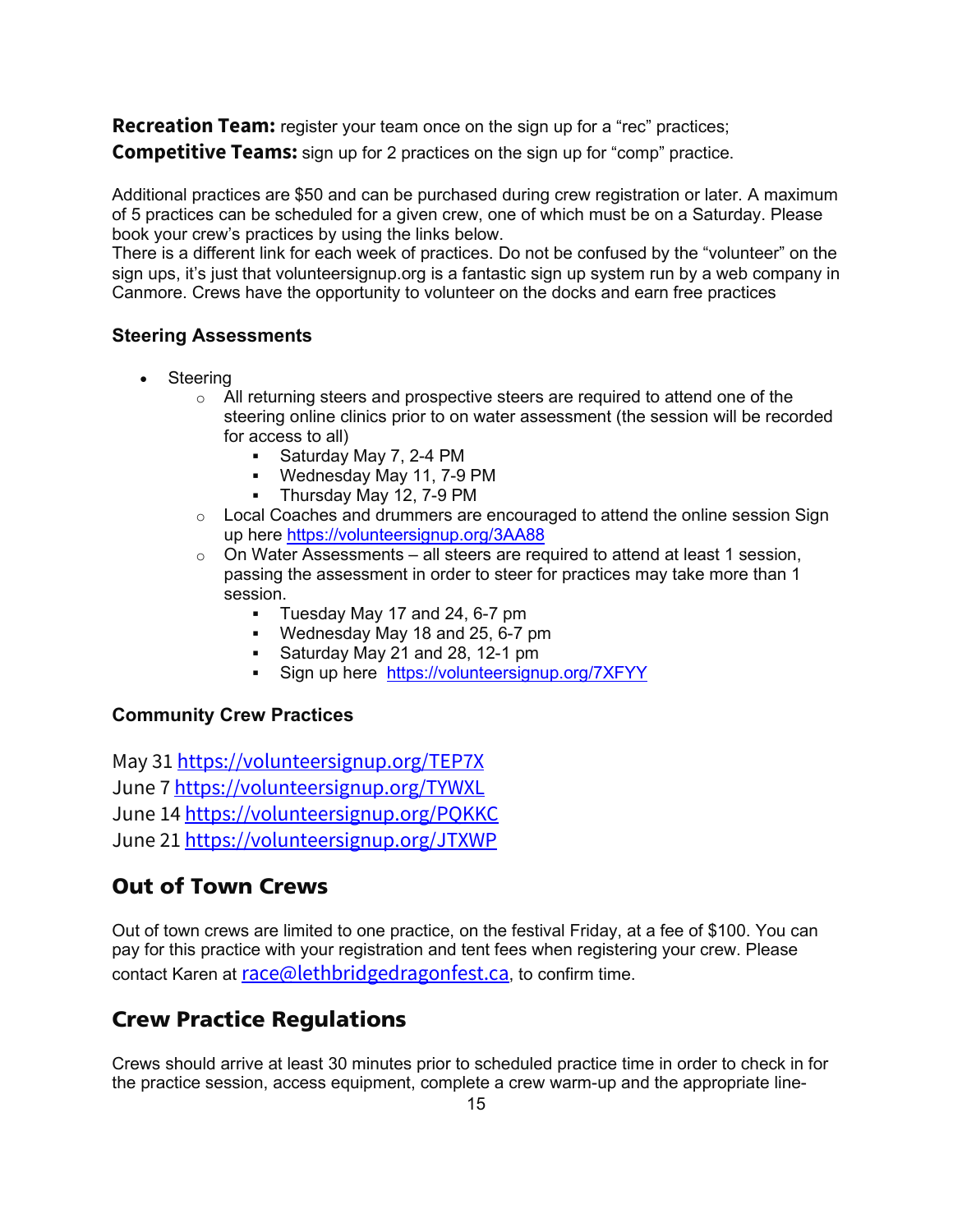**Recreation Team:** register your team once on the sign up for a "rec" practices;
**Competitive Teams:** sign up for 2 practices on the sign up for "comp" practice.

Additional practices are $50 and can be purchased during crew registration or later. A maximum of 5 practices can be scheduled for a given crew, one of which must be on a Saturday. Please book your crew's practices by using the links below.
There is a different link for each week of practices. Do not be confused by the "volunteer" on the sign ups, it's just that volunteersignup.org is a fantastic sign up system run by a web company in Canmore. Crews have the opportunity to volunteer on the docks and earn free practices

### Steering Assessments

- Steering
  - All returning steers and prospective steers are required to attend one of the steering online clinics prior to on water assessment (the session will be recorded for access to all)
    - Saturday May 7, 2-4 PM
    - Wednesday May 11, 7-9 PM
    - Thursday May 12, 7-9 PM
  - Local Coaches and drummers are encouraged to attend the online session Sign up here https://volunteersignup.org/3AA88
  - On Water Assessments – all steers are required to attend at least 1 session, passing the assessment in order to steer for practices may take more than 1 session.
    - Tuesday May 17 and 24, 6-7 pm
    - Wednesday May 18 and 25, 6-7 pm
    - Saturday May 21 and 28, 12-1 pm
    - Sign up here https://volunteersignup.org/7XFYY

### Community Crew Practices

May 31 https://volunteersignup.org/TEP7X
June 7 https://volunteersignup.org/TYWXL
June 14 https://volunteersignup.org/PQKKC
June 21 https://volunteersignup.org/JTXWP

## Out of Town Crews

Out of town crews are limited to one practice, on the festival Friday, at a fee of $100. You can pay for this practice with your registration and tent fees when registering your crew. Please contact Karen at race@lethbridgedragonfest.ca, to confirm time.

## Crew Practice Regulations

Crews should arrive at least 30 minutes prior to scheduled practice time in order to check in for the practice session, access equipment, complete a crew warm-up and the appropriate line-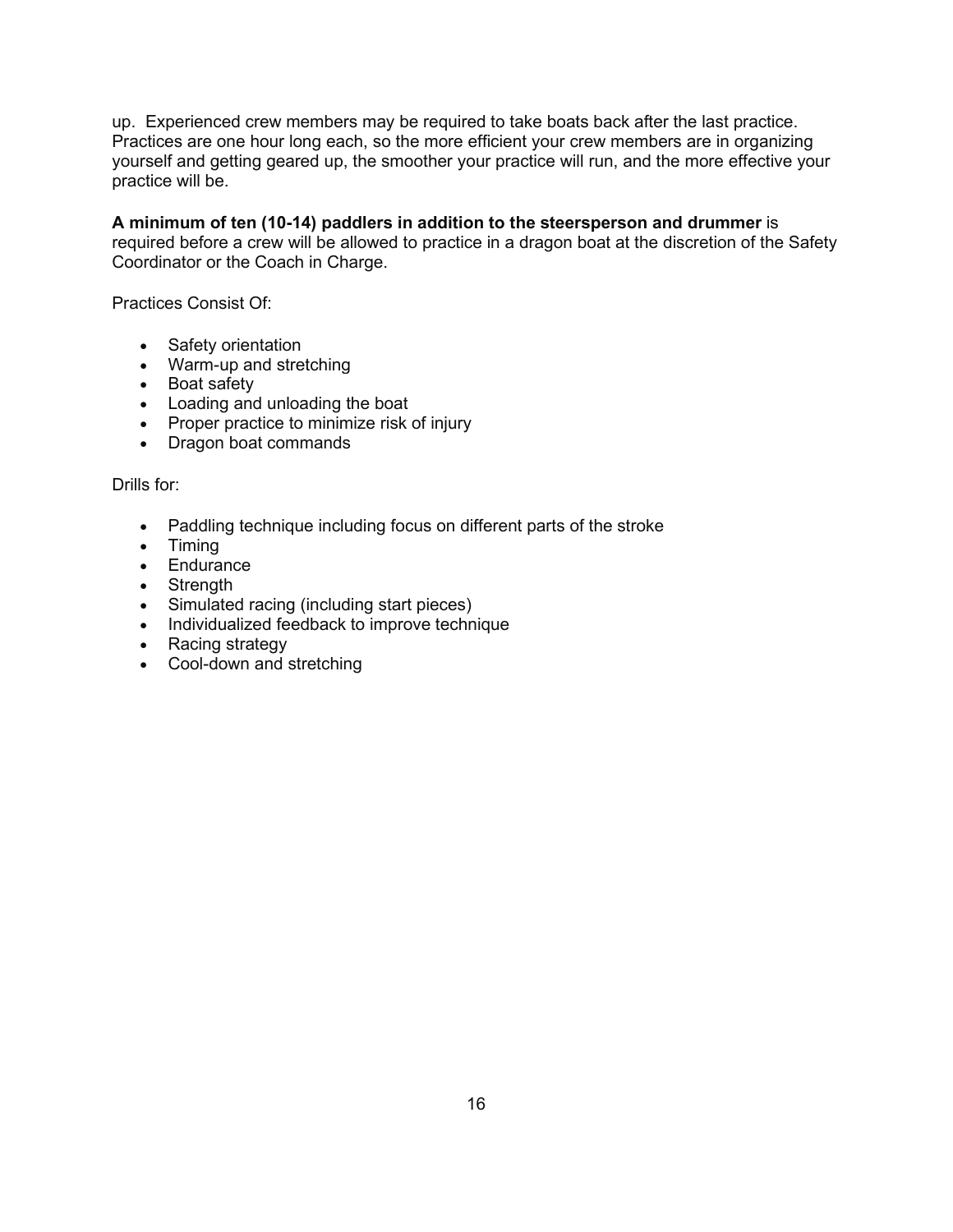up. Experienced crew members may be required to take boats back after the last practice. Practices are one hour long each, so the more efficient your crew members are in organizing yourself and getting geared up, the smoother your practice will run, and the more effective your practice will be.

**A minimum of ten (10-14) paddlers in addition to the steersperson and drummer** is required before a crew will be allowed to practice in a dragon boat at the discretion of the Safety Coordinator or the Coach in Charge.

Practices Consist Of:

- Safety orientation
- Warm-up and stretching
- Boat safety
- Loading and unloading the boat
- Proper practice to minimize risk of injury
- Dragon boat commands

Drills for:

- Paddling technique including focus on different parts of the stroke
- Timing
- Endurance
- Strength
- Simulated racing (including start pieces)
- Individualized feedback to improve technique
- Racing strategy
- Cool-down and stretching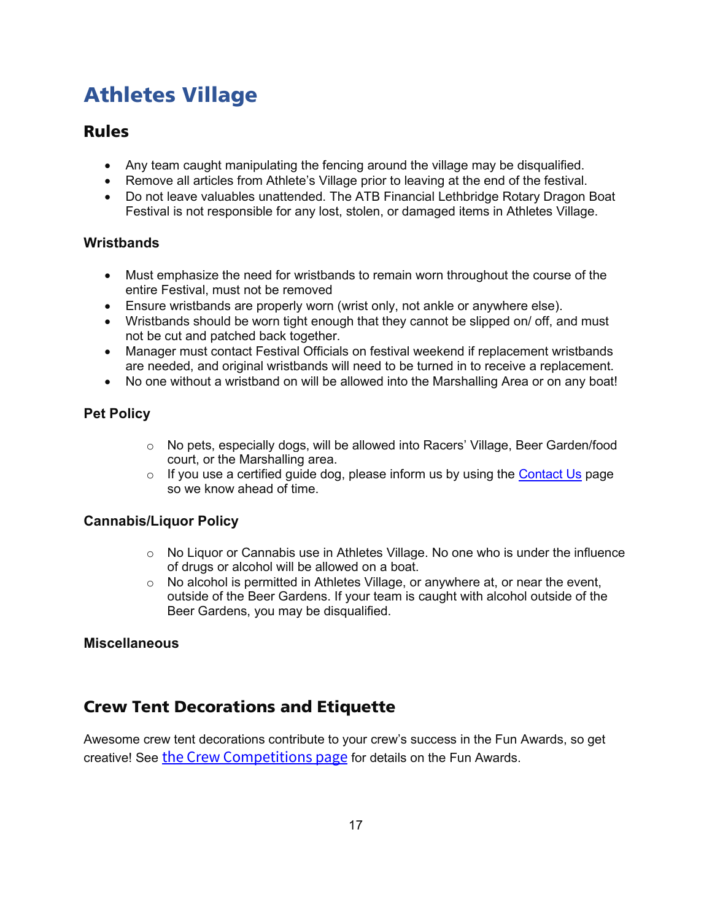# Athletes Village

## Rules

- Any team caught manipulating the fencing around the village may be disqualified.
- Remove all articles from Athlete's Village prior to leaving at the end of the festival.
- Do not leave valuables unattended. The ATB Financial Lethbridge Rotary Dragon Boat Festival is not responsible for any lost, stolen, or damaged items in Athletes Village.

### Wristbands

- Must emphasize the need for wristbands to remain worn throughout the course of the entire Festival, must not be removed
- Ensure wristbands are properly worn (wrist only, not ankle or anywhere else).
- Wristbands should be worn tight enough that they cannot be slipped on/ off, and must not be cut and patched back together.
- Manager must contact Festival Officials on festival weekend if replacement wristbands are needed, and original wristbands will need to be turned in to receive a replacement.
- No one without a wristband on will be allowed into the Marshalling Area or on any boat!

### Pet Policy

- No pets, especially dogs, will be allowed into Racers' Village, Beer Garden/food court, or the Marshalling area.
- If you use a certified guide dog, please inform us by using the Contact Us page so we know ahead of time.

### Cannabis/Liquor Policy

- No Liquor or Cannabis use in Athletes Village. No one who is under the influence of drugs or alcohol will be allowed on a boat.
- No alcohol is permitted in Athletes Village, or anywhere at, or near the event, outside of the Beer Gardens. If your team is caught with alcohol outside of the Beer Gardens, you may be disqualified.

### Miscellaneous

## Crew Tent Decorations and Etiquette

Awesome crew tent decorations contribute to your crew's success in the Fun Awards, so get creative! See the Crew Competitions page for details on the Fun Awards.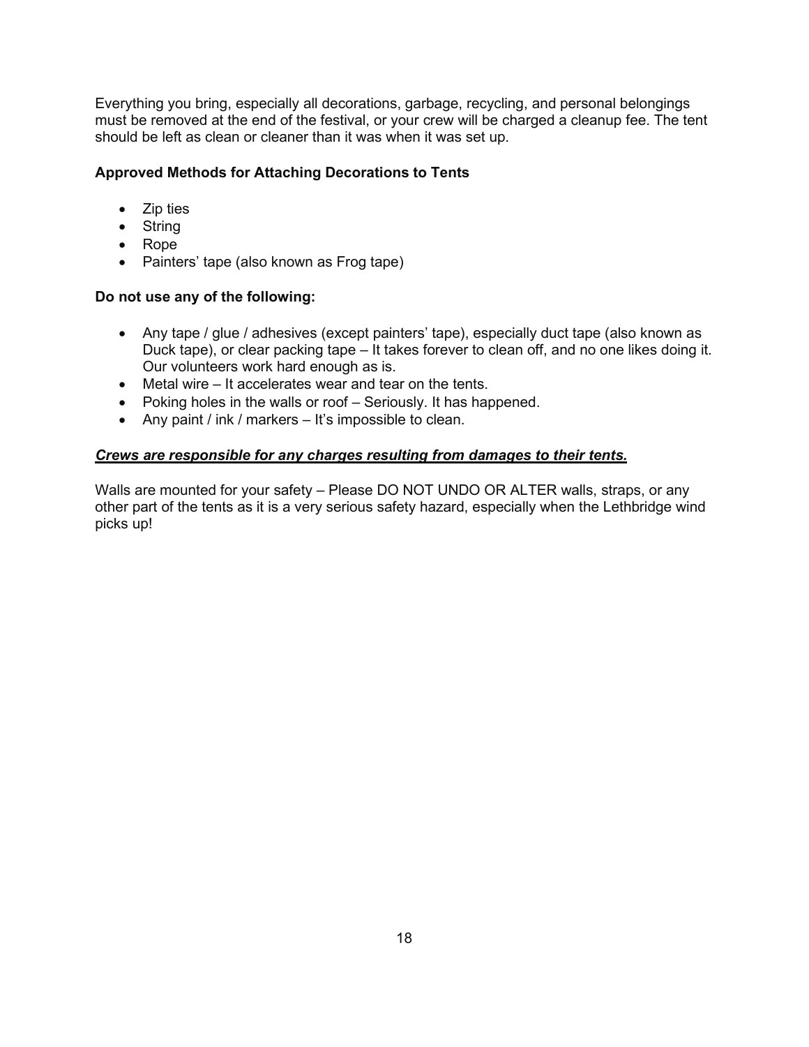Everything you bring, especially all decorations, garbage, recycling, and personal belongings must be removed at the end of the festival, or your crew will be charged a cleanup fee. The tent should be left as clean or cleaner than it was when it was set up.

**Approved Methods for Attaching Decorations to Tents**

- Zip ties
- String
- Rope
- Painters' tape (also known as Frog tape)

**Do not use any of the following:**

- Any tape / glue / adhesives (except painters' tape), especially duct tape (also known as Duck tape), or clear packing tape – It takes forever to clean off, and no one likes doing it. Our volunteers work hard enough as is.
- Metal wire – It accelerates wear and tear on the tents.
- Poking holes in the walls or roof – Seriously. It has happened.
- Any paint / ink / markers – It's impossible to clean.

***<u>Crews are responsible for any charges resulting from damages to their tents.</u>***

Walls are mounted for your safety – Please DO NOT UNDO OR ALTER walls, straps, or any other part of the tents as it is a very serious safety hazard, especially when the Lethbridge wind picks up!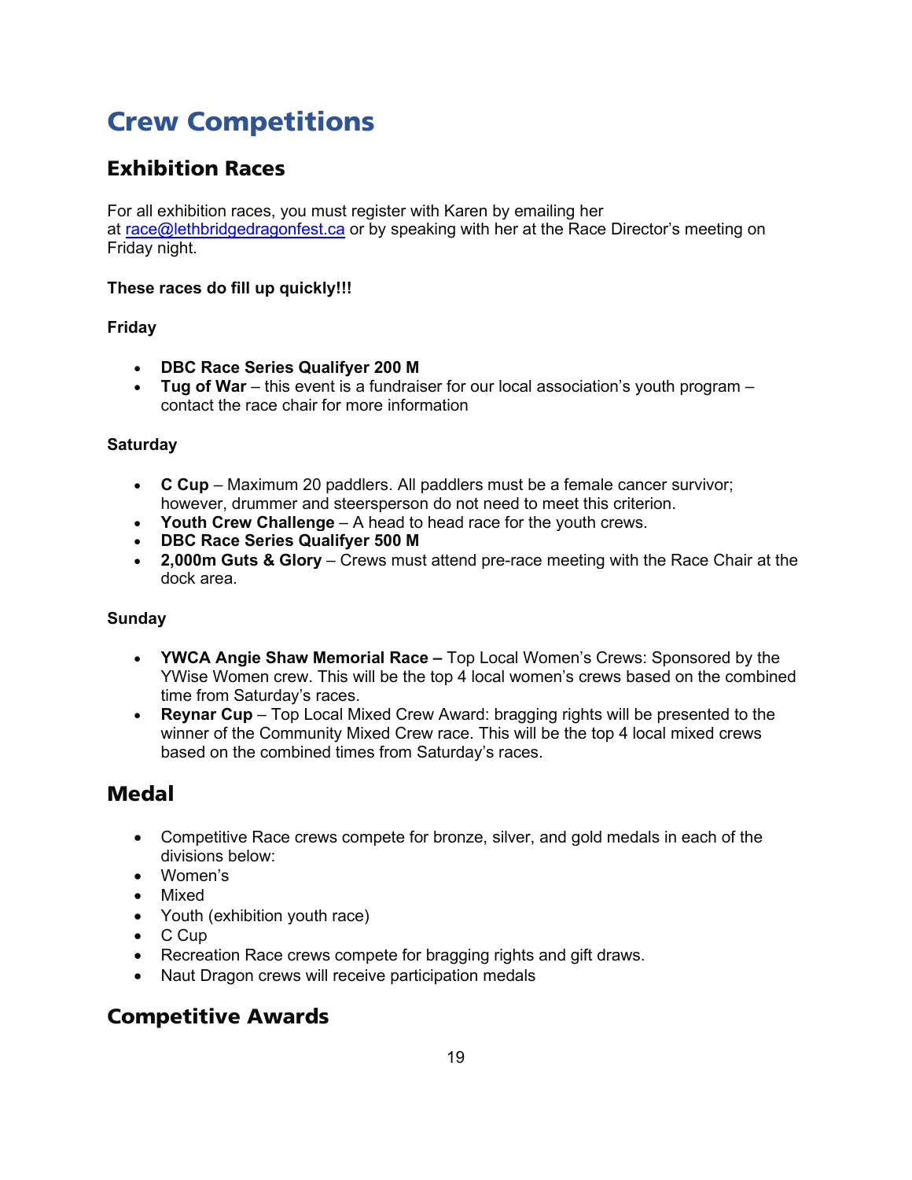# Crew Competitions

## Exhibition Races

For all exhibition races, you must register with Karen by emailing her at race@lethbridgedragonfest.ca or by speaking with her at the Race Director's meeting on Friday night.

**These races do fill up quickly!!!**

**Friday**

- **DBC Race Series Qualifyer 200 M**
- **Tug of War** – this event is a fundraiser for our local association's youth program – contact the race chair for more information

**Saturday**

- **C Cup** – Maximum 20 paddlers. All paddlers must be a female cancer survivor; however, drummer and steersperson do not need to meet this criterion.
- **Youth Crew Challenge** – A head to head race for the youth crews.
- **DBC Race Series Qualifyer 500 M**
- **2,000m Guts & Glory** – Crews must attend pre-race meeting with the Race Chair at the dock area.

**Sunday**

- **YWCA Angie Shaw Memorial Race –** Top Local Women's Crews: Sponsored by the YWise Women crew. This will be the top 4 local women's crews based on the combined time from Saturday's races.
- **Reynar Cup** – Top Local Mixed Crew Award: bragging rights will be presented to the winner of the Community Mixed Crew race. This will be the top 4 local mixed crews based on the combined times from Saturday's races.

## Medal

- Competitive Race crews compete for bronze, silver, and gold medals in each of the divisions below:
- Women's
- Mixed
- Youth (exhibition youth race)
- C Cup
- Recreation Race crews compete for bragging rights and gift draws.
- Naut Dragon crews will receive participation medals

## Competitive Awards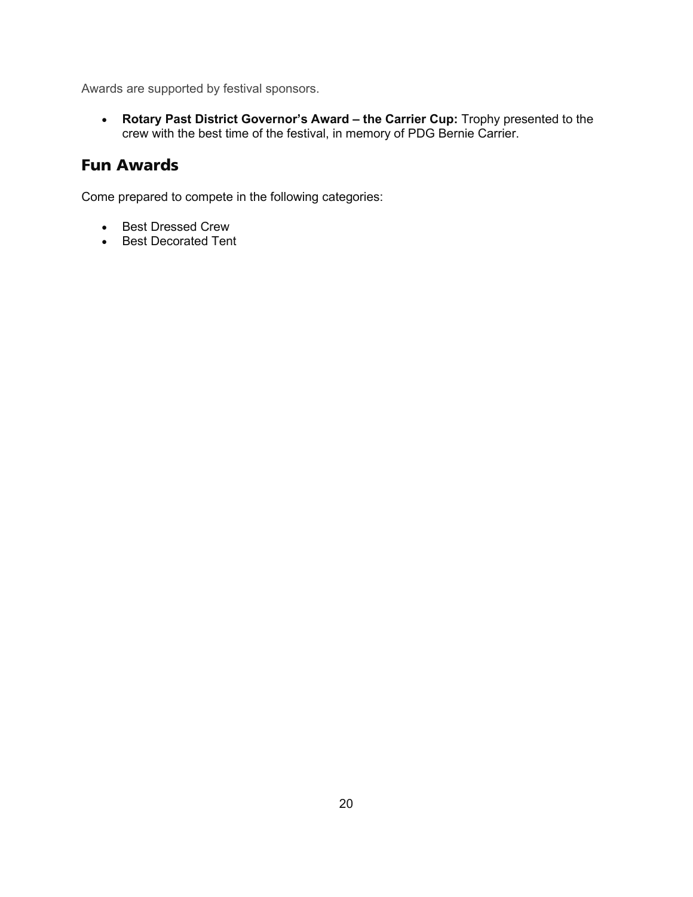Awards are supported by festival sponsors.

- **Rotary Past District Governor's Award – the Carrier Cup:** Trophy presented to the crew with the best time of the festival, in memory of PDG Bernie Carrier.

## Fun Awards

Come prepared to compete in the following categories:

- Best Dressed Crew
- Best Decorated Tent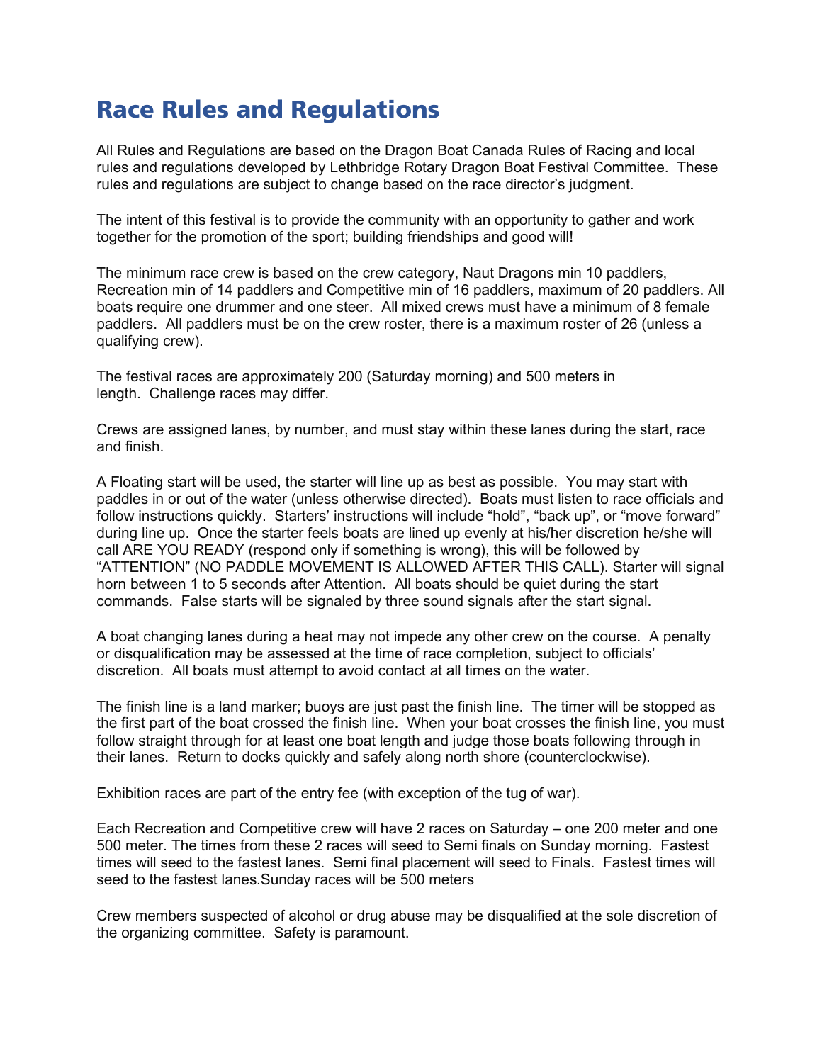# Race Rules and Regulations

All Rules and Regulations are based on the Dragon Boat Canada Rules of Racing and local rules and regulations developed by Lethbridge Rotary Dragon Boat Festival Committee. These rules and regulations are subject to change based on the race director's judgment.

The intent of this festival is to provide the community with an opportunity to gather and work together for the promotion of the sport; building friendships and good will!

The minimum race crew is based on the crew category, Naut Dragons min 10 paddlers, Recreation min of 14 paddlers and Competitive min of 16 paddlers, maximum of 20 paddlers. All boats require one drummer and one steer. All mixed crews must have a minimum of 8 female paddlers. All paddlers must be on the crew roster, there is a maximum roster of 26 (unless a qualifying crew).

The festival races are approximately 200 (Saturday morning) and 500 meters in length. Challenge races may differ.

Crews are assigned lanes, by number, and must stay within these lanes during the start, race and finish.

A Floating start will be used, the starter will line up as best as possible. You may start with paddles in or out of the water (unless otherwise directed). Boats must listen to race officials and follow instructions quickly. Starters' instructions will include "hold", "back up", or "move forward" during line up. Once the starter feels boats are lined up evenly at his/her discretion he/she will call ARE YOU READY (respond only if something is wrong), this will be followed by "ATTENTION" (NO PADDLE MOVEMENT IS ALLOWED AFTER THIS CALL). Starter will signal horn between 1 to 5 seconds after Attention. All boats should be quiet during the start commands. False starts will be signaled by three sound signals after the start signal.

A boat changing lanes during a heat may not impede any other crew on the course. A penalty or disqualification may be assessed at the time of race completion, subject to officials' discretion. All boats must attempt to avoid contact at all times on the water.

The finish line is a land marker; buoys are just past the finish line. The timer will be stopped as the first part of the boat crossed the finish line. When your boat crosses the finish line, you must follow straight through for at least one boat length and judge those boats following through in their lanes. Return to docks quickly and safely along north shore (counterclockwise).

Exhibition races are part of the entry fee (with exception of the tug of war).

Each Recreation and Competitive crew will have 2 races on Saturday – one 200 meter and one 500 meter. The times from these 2 races will seed to Semi finals on Sunday morning. Fastest times will seed to the fastest lanes. Semi final placement will seed to Finals. Fastest times will seed to the fastest lanes.Sunday races will be 500 meters

Crew members suspected of alcohol or drug abuse may be disqualified at the sole discretion of the organizing committee. Safety is paramount.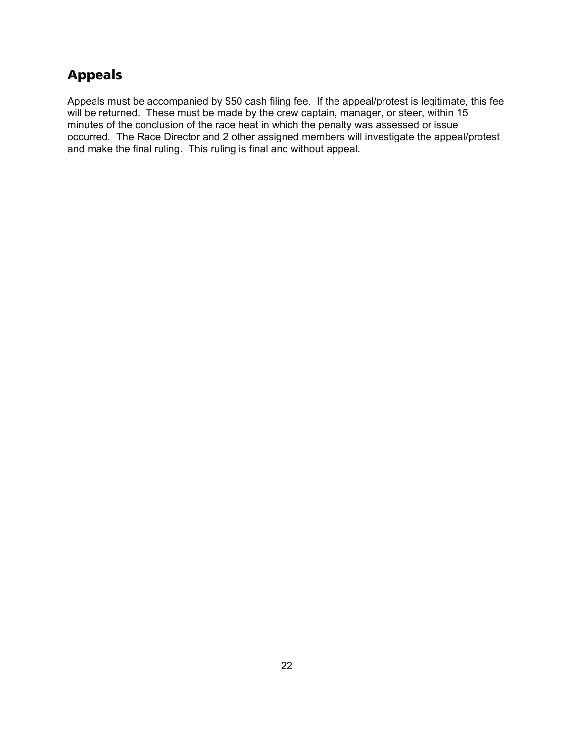## Appeals

Appeals must be accompanied by $50 cash filing fee. If the appeal/protest is legitimate, this fee will be returned. These must be made by the crew captain, manager, or steer, within 15 minutes of the conclusion of the race heat in which the penalty was assessed or issue occurred. The Race Director and 2 other assigned members will investigate the appeal/protest and make the final ruling. This ruling is final and without appeal.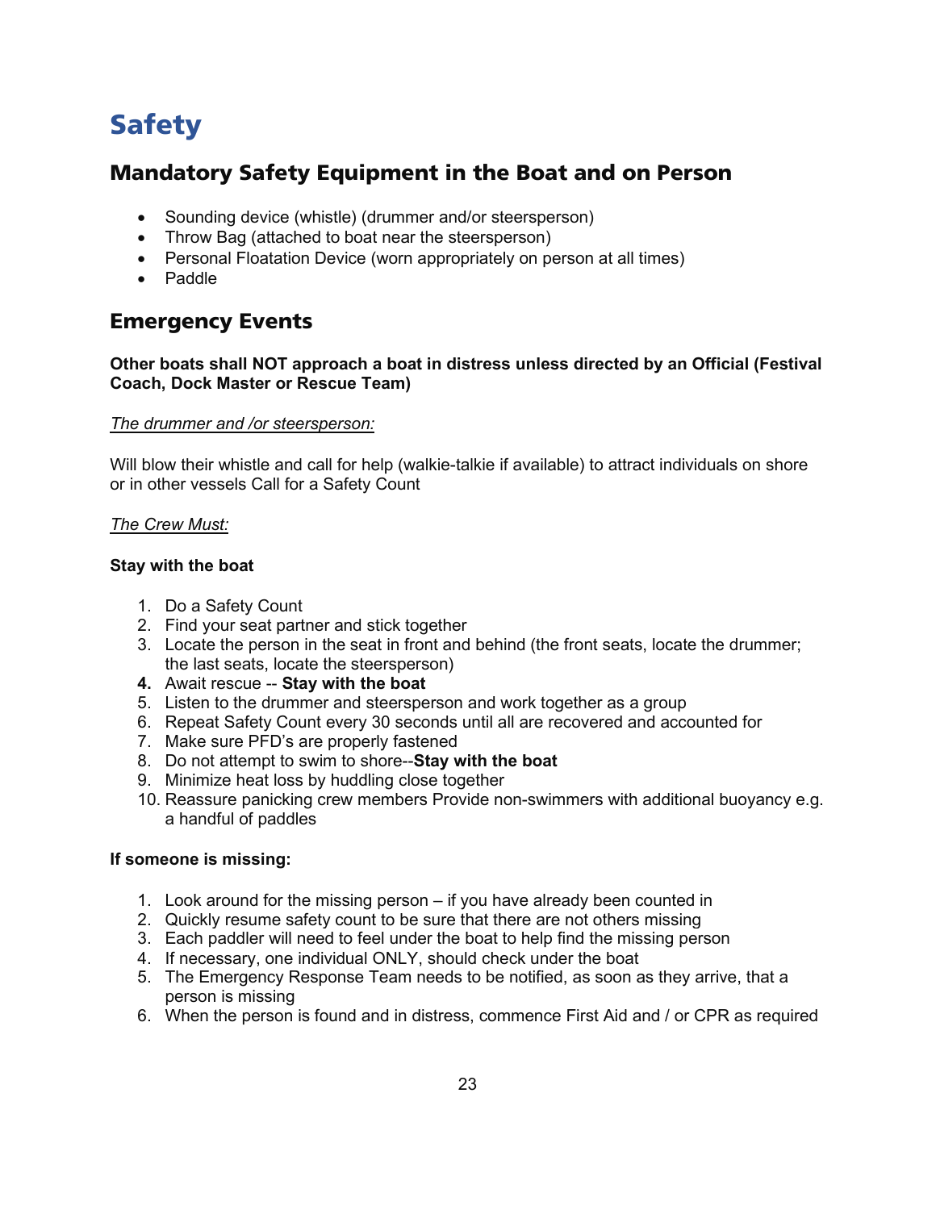# Safety

## Mandatory Safety Equipment in the Boat and on Person

- Sounding device (whistle) (drummer and/or steersperson)
- Throw Bag (attached to boat near the steersperson)
- Personal Floatation Device (worn appropriately on person at all times)
- Paddle

## Emergency Events

**Other boats shall NOT approach a boat in distress unless directed by an Official (Festival Coach, Dock Master or Rescue Team)**

*The drummer and /or steersperson:*

Will blow their whistle and call for help (walkie-talkie if available) to attract individuals on shore or in other vessels Call for a Safety Count

*The Crew Must:*

**Stay with the boat**

1. Do a Safety Count
2. Find your seat partner and stick together
3. Locate the person in the seat in front and behind (the front seats, locate the drummer; the last seats, locate the steersperson)
4. Await rescue -- **Stay with the boat**
5. Listen to the drummer and steersperson and work together as a group
6. Repeat Safety Count every 30 seconds until all are recovered and accounted for
7. Make sure PFD's are properly fastened
8. Do not attempt to swim to shore--**Stay with the boat**
9. Minimize heat loss by huddling close together
10. Reassure panicking crew members Provide non-swimmers with additional buoyancy e.g. a handful of paddles

**If someone is missing:**

1. Look around for the missing person – if you have already been counted in
2. Quickly resume safety count to be sure that there are not others missing
3. Each paddler will need to feel under the boat to help find the missing person
4. If necessary, one individual ONLY, should check under the boat
5. The Emergency Response Team needs to be notified, as soon as they arrive, that a person is missing
6. When the person is found and in distress, commence First Aid and / or CPR as required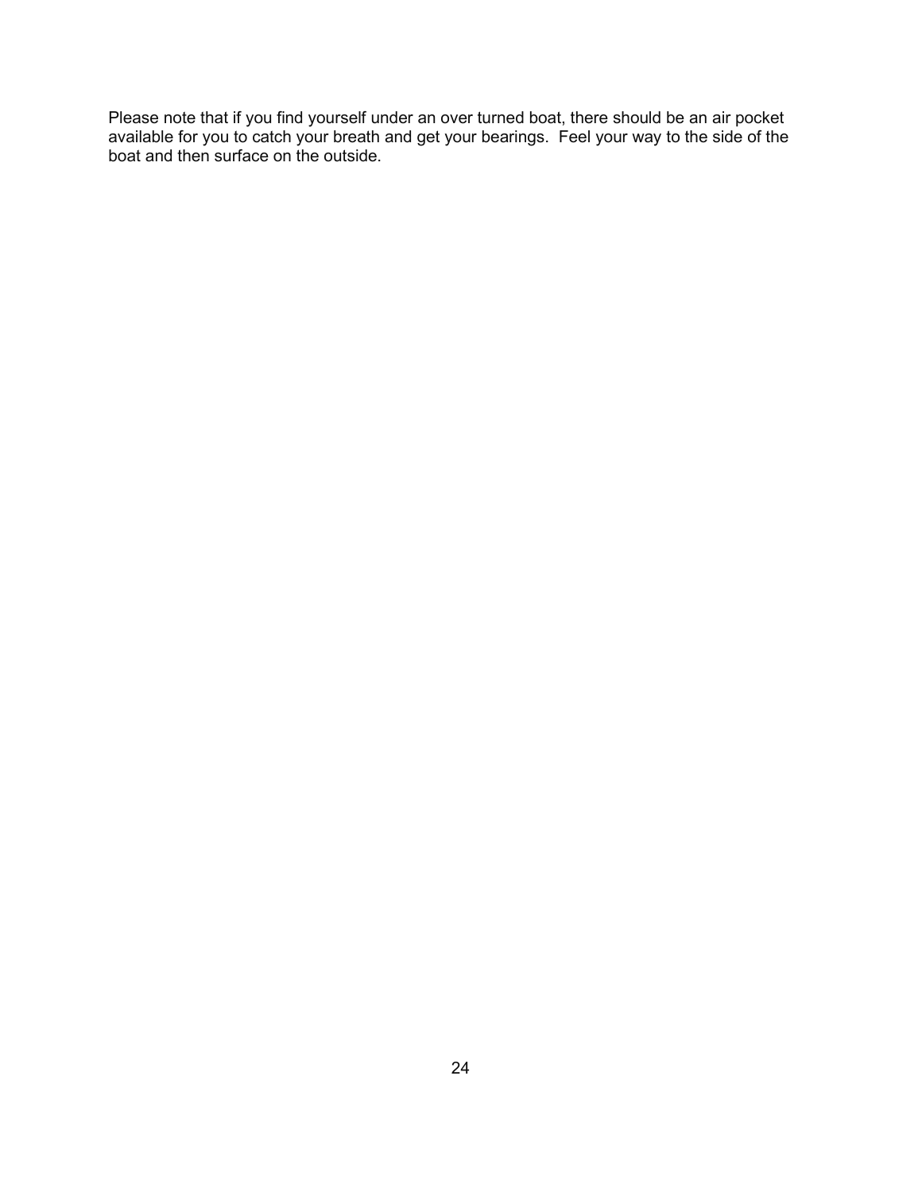Please note that if you find yourself under an over turned boat, there should be an air pocket available for you to catch your breath and get your bearings.  Feel your way to the side of the boat and then surface on the outside.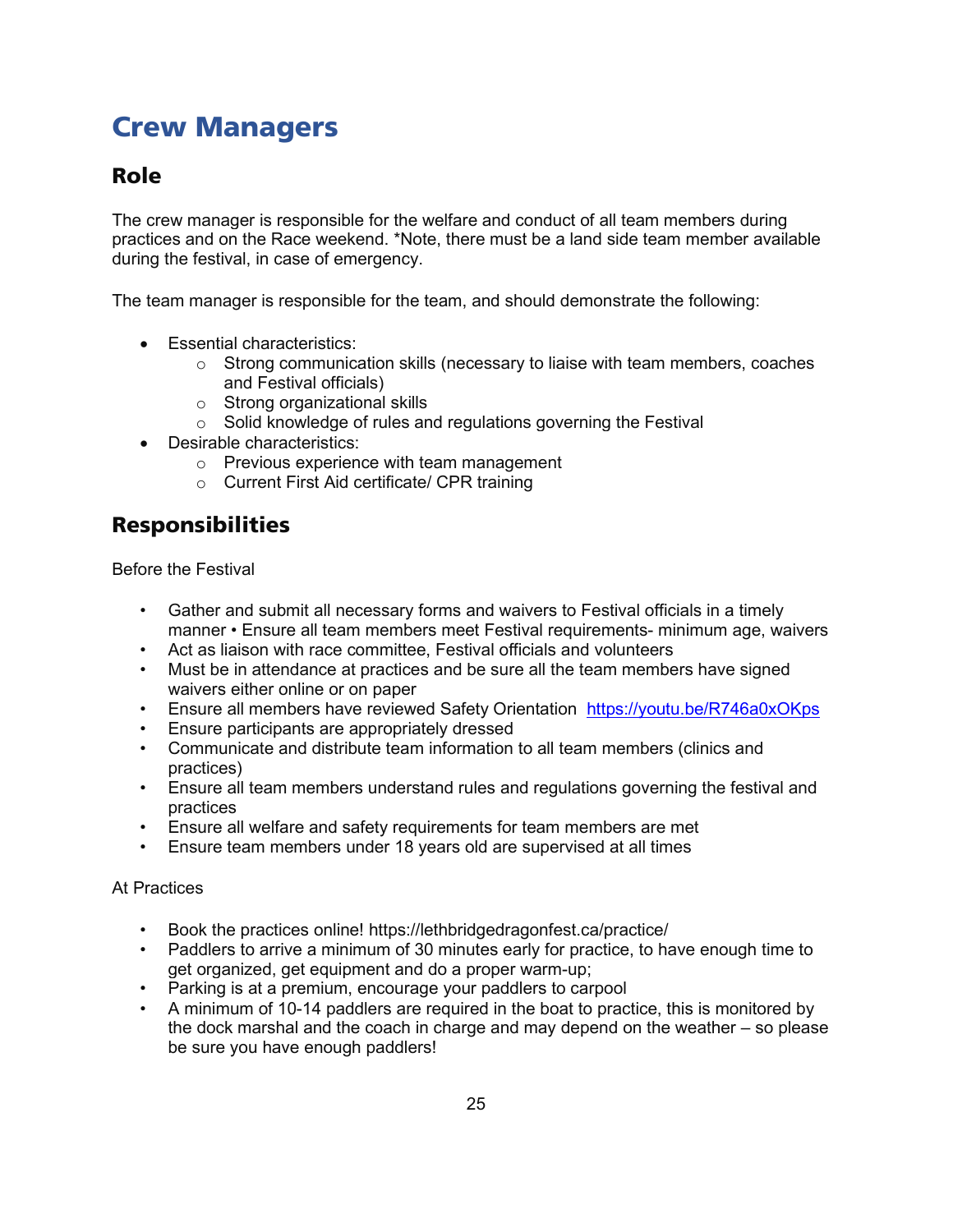# Crew Managers

## Role

The crew manager is responsible for the welfare and conduct of all team members during practices and on the Race weekend. *Note, there must be a land side team member available during the festival, in case of emergency.

The team manager is responsible for the team, and should demonstrate the following:

- Essential characteristics:
  - Strong communication skills (necessary to liaise with team members, coaches and Festival officials)
  - Strong organizational skills
  - Solid knowledge of rules and regulations governing the Festival
- Desirable characteristics:
  - Previous experience with team management
  - Current First Aid certificate/ CPR training

## Responsibilities

Before the Festival

- Gather and submit all necessary forms and waivers to Festival officials in a timely manner • Ensure all team members meet Festival requirements- minimum age, waivers
- Act as liaison with race committee, Festival officials and volunteers
- Must be in attendance at practices and be sure all the team members have signed waivers either online or on paper
- Ensure all members have reviewed Safety Orientation https://youtu.be/R746a0xOKps
- Ensure participants are appropriately dressed
- Communicate and distribute team information to all team members (clinics and practices)
- Ensure all team members understand rules and regulations governing the festival and practices
- Ensure all welfare and safety requirements for team members are met
- Ensure team members under 18 years old are supervised at all times

At Practices

- Book the practices online! https://lethbridgedragonfest.ca/practice/
- Paddlers to arrive a minimum of 30 minutes early for practice, to have enough time to get organized, get equipment and do a proper warm-up;
- Parking is at a premium, encourage your paddlers to carpool
- A minimum of 10-14 paddlers are required in the boat to practice, this is monitored by the dock marshal and the coach in charge and may depend on the weather – so please be sure you have enough paddlers!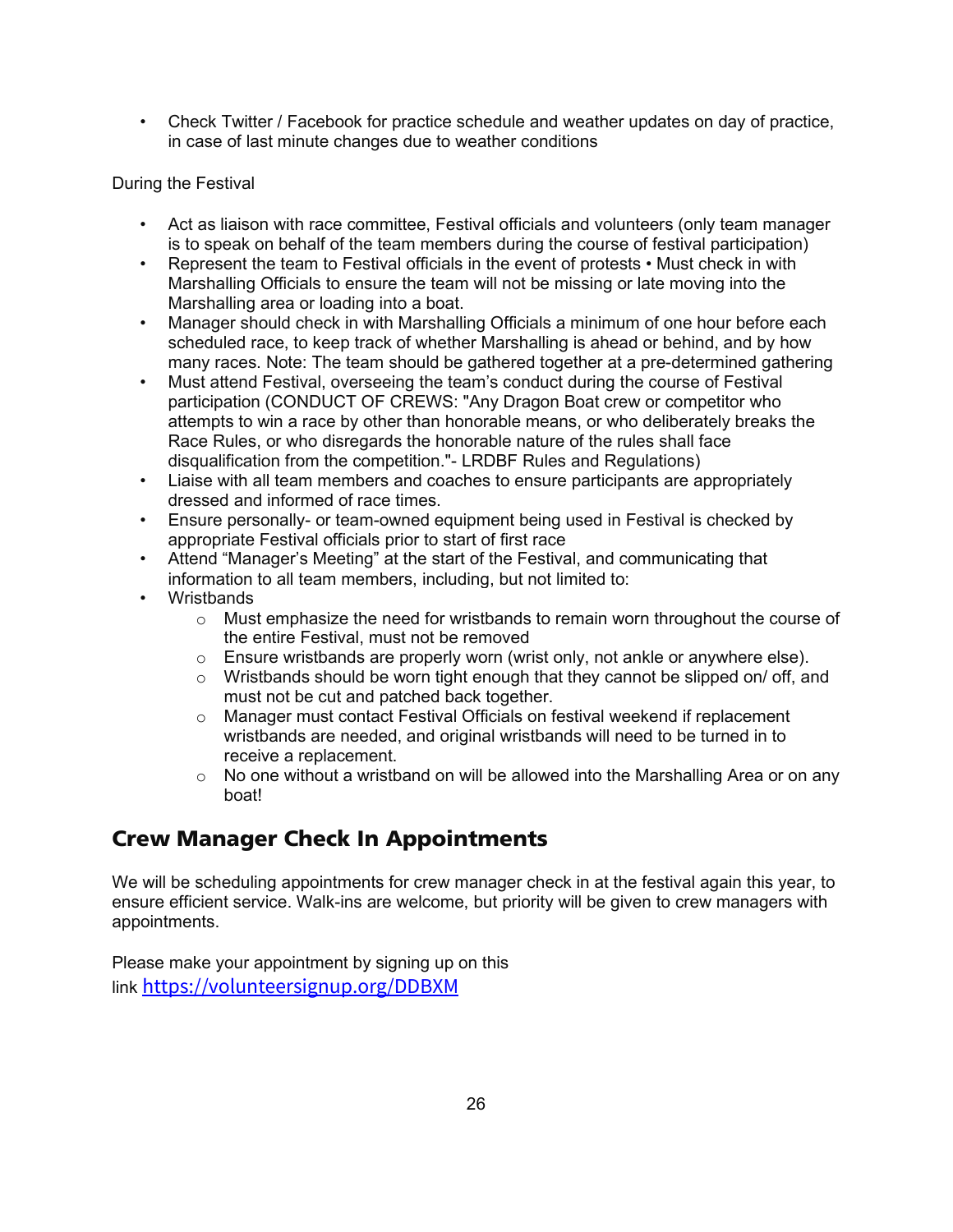- Check Twitter / Facebook for practice schedule and weather updates on day of practice, in case of last minute changes due to weather conditions

During the Festival

- Act as liaison with race committee, Festival officials and volunteers (only team manager is to speak on behalf of the team members during the course of festival participation)
- Represent the team to Festival officials in the event of protests • Must check in with Marshalling Officials to ensure the team will not be missing or late moving into the Marshalling area or loading into a boat.
- Manager should check in with Marshalling Officials a minimum of one hour before each scheduled race, to keep track of whether Marshalling is ahead or behind, and by how many races. Note: The team should be gathered together at a pre-determined gathering
- Must attend Festival, overseeing the team's conduct during the course of Festival participation (CONDUCT OF CREWS: "Any Dragon Boat crew or competitor who attempts to win a race by other than honorable means, or who deliberately breaks the Race Rules, or who disregards the honorable nature of the rules shall face disqualification from the competition."- LRDBF Rules and Regulations)
- Liaise with all team members and coaches to ensure participants are appropriately dressed and informed of race times.
- Ensure personally- or team-owned equipment being used in Festival is checked by appropriate Festival officials prior to start of first race
- Attend "Manager's Meeting" at the start of the Festival, and communicating that information to all team members, including, but not limited to:
- Wristbands
  - Must emphasize the need for wristbands to remain worn throughout the course of the entire Festival, must not be removed
  - Ensure wristbands are properly worn (wrist only, not ankle or anywhere else).
  - Wristbands should be worn tight enough that they cannot be slipped on/ off, and must not be cut and patched back together.
  - Manager must contact Festival Officials on festival weekend if replacement wristbands are needed, and original wristbands will need to be turned in to receive a replacement.
  - No one without a wristband on will be allowed into the Marshalling Area or on any boat!

## Crew Manager Check In Appointments

We will be scheduling appointments for crew manager check in at the festival again this year, to ensure efficient service. Walk-ins are welcome, but priority will be given to crew managers with appointments.

Please make your appointment by signing up on this link https://volunteersignup.org/DDBXM